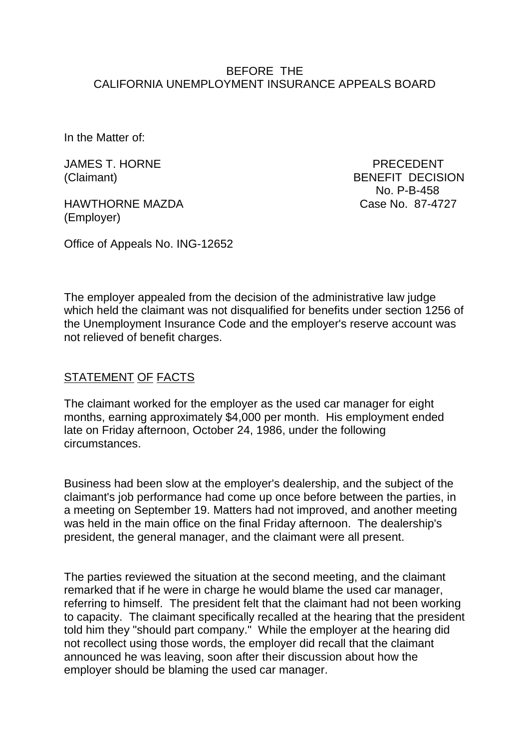BEFORE THE
CALIFORNIA UNEMPLOYMENT INSURANCE APPEALS BOARD

In the Matter of:

JAMES T. HORNE
(Claimant)

PRECEDENT
BENEFIT DECISION
No. P-B-458
Case No. 87-4727

HAWTHORNE MAZDA
(Employer)

Office of Appeals No. ING-12652

The employer appealed from the decision of the administrative law judge which held the claimant was not disqualified for benefits under section 1256 of the Unemployment Insurance Code and the employer's reserve account was not relieved of benefit charges.

## STATEMENT OF FACTS

The claimant worked for the employer as the used car manager for eight months, earning approximately $4,000 per month. His employment ended late on Friday afternoon, October 24, 1986, under the following circumstances.

Business had been slow at the employer's dealership, and the subject of the claimant's job performance had come up once before between the parties, in a meeting on September 19. Matters had not improved, and another meeting was held in the main office on the final Friday afternoon. The dealership's president, the general manager, and the claimant were all present.

The parties reviewed the situation at the second meeting, and the claimant remarked that if he were in charge he would blame the used car manager, referring to himself. The president felt that the claimant had not been working to capacity. The claimant specifically recalled at the hearing that the president told him they "should part company." While the employer at the hearing did not recollect using those words, the employer did recall that the claimant announced he was leaving, soon after their discussion about how the employer should be blaming the used car manager.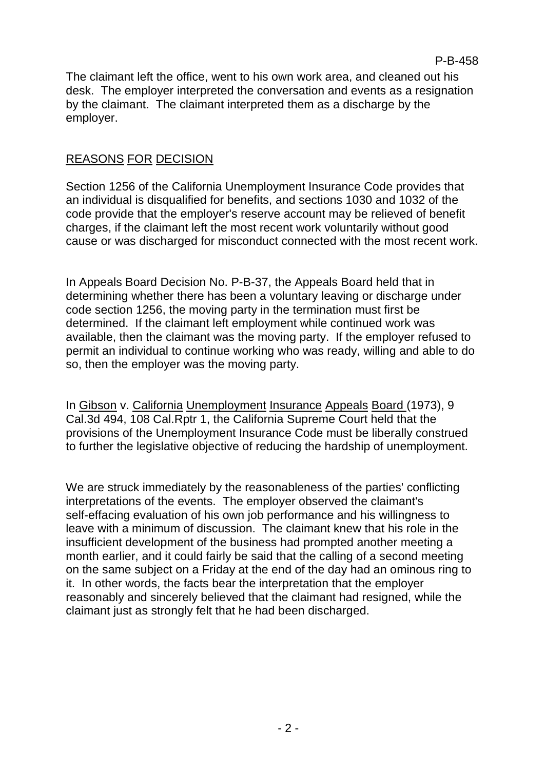The claimant left the office, went to his own work area, and cleaned out his desk. The employer interpreted the conversation and events as a resignation by the claimant. The claimant interpreted them as a discharge by the employer.

## REASONS FOR DECISION

Section 1256 of the California Unemployment Insurance Code provides that an individual is disqualified for benefits, and sections 1030 and 1032 of the code provide that the employer's reserve account may be relieved of benefit charges, if the claimant left the most recent work voluntarily without good cause or was discharged for misconduct connected with the most recent work.

In Appeals Board Decision No. P-B-37, the Appeals Board held that in determining whether there has been a voluntary leaving or discharge under code section 1256, the moving party in the termination must first be determined. If the claimant left employment while continued work was available, then the claimant was the moving party. If the employer refused to permit an individual to continue working who was ready, willing and able to do so, then the employer was the moving party.

In Gibson v. California Unemployment Insurance Appeals Board (1973), 9 Cal.3d 494, 108 Cal.Rptr 1, the California Supreme Court held that the provisions of the Unemployment Insurance Code must be liberally construed to further the legislative objective of reducing the hardship of unemployment.

We are struck immediately by the reasonableness of the parties' conflicting interpretations of the events. The employer observed the claimant's self-effacing evaluation of his own job performance and his willingness to leave with a minimum of discussion. The claimant knew that his role in the insufficient development of the business had prompted another meeting a month earlier, and it could fairly be said that the calling of a second meeting on the same subject on a Friday at the end of the day had an ominous ring to it. In other words, the facts bear the interpretation that the employer reasonably and sincerely believed that the claimant had resigned, while the claimant just as strongly felt that he had been discharged.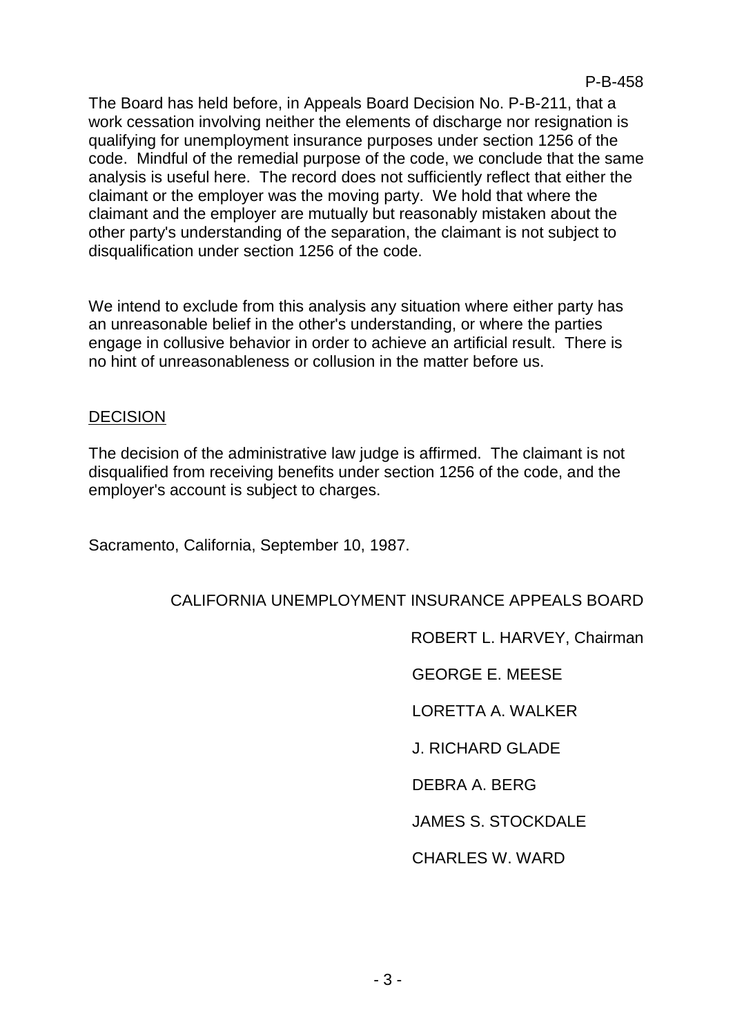The Board has held before, in Appeals Board Decision No. P-B-211, that a work cessation involving neither the elements of discharge nor resignation is qualifying for unemployment insurance purposes under section 1256 of the code. Mindful of the remedial purpose of the code, we conclude that the same analysis is useful here. The record does not sufficiently reflect that either the claimant or the employer was the moving party. We hold that where the claimant and the employer are mutually but reasonably mistaken about the other party's understanding of the separation, the claimant is not subject to disqualification under section 1256 of the code.

We intend to exclude from this analysis any situation where either party has an unreasonable belief in the other's understanding, or where the parties engage in collusive behavior in order to achieve an artificial result. There is no hint of unreasonableness or collusion in the matter before us.

DECISION

The decision of the administrative law judge is affirmed. The claimant is not disqualified from receiving benefits under section 1256 of the code, and the employer's account is subject to charges.

Sacramento, California, September 10, 1987.

CALIFORNIA UNEMPLOYMENT INSURANCE APPEALS BOARD

ROBERT L. HARVEY, Chairman

GEORGE E. MEESE

LORETTA A. WALKER

J. RICHARD GLADE

DEBRA A. BERG

JAMES S. STOCKDALE

CHARLES W. WARD